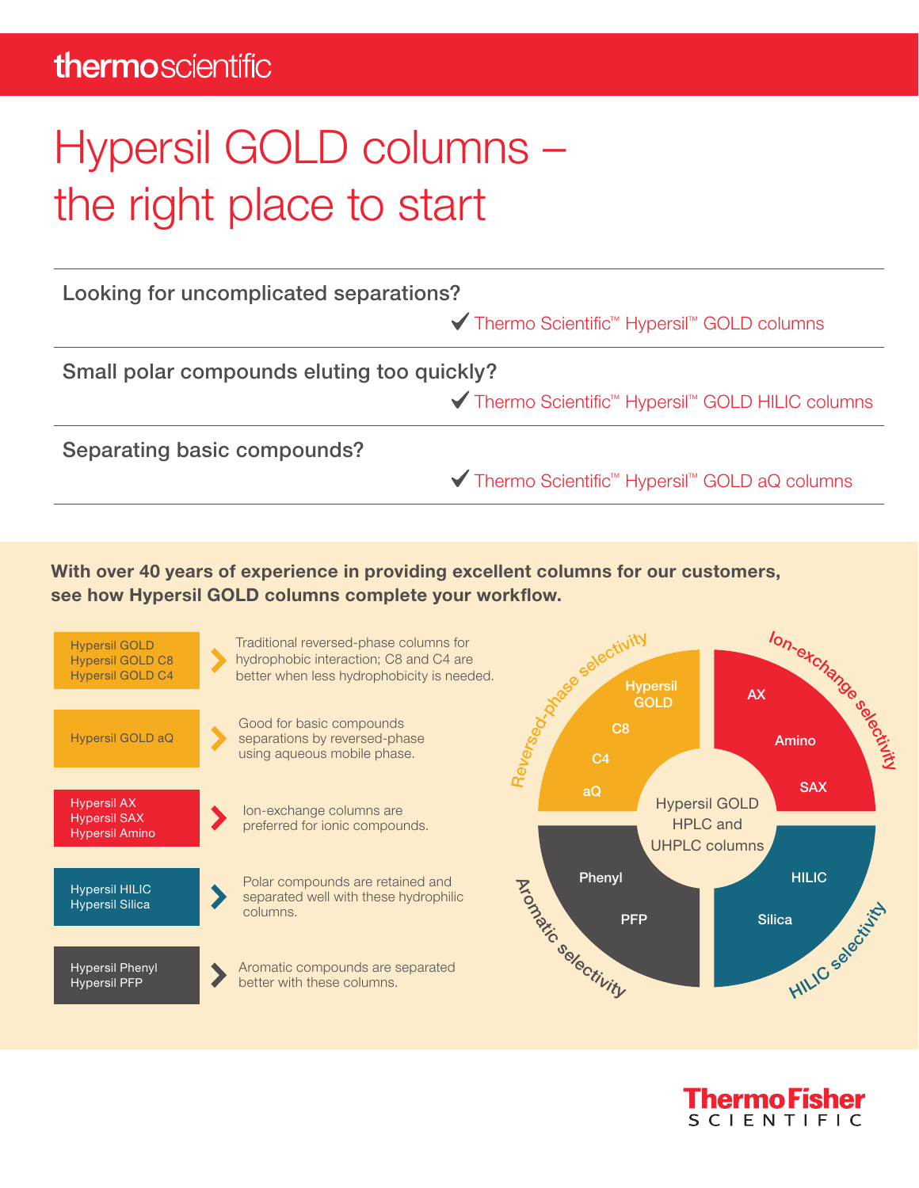# Hypersil GOLD columns – the right place to start

**Looking for uncomplicated separations?**

✔ Thermo Scientific™ Hypersil™ GOLD columns

**Small polar compounds eluting too quickly?**

✔ Thermo Scientific™ Hypersil™ GOLD HILIC columns

**Separating basic compounds?**

✔ Thermo Scientific™ Hypersil™ GOLD aQ columns

**With over 40 years of experience in providing excellent columns for our customers, see how Hypersil GOLD columns complete your workflow.**

| Columns | Description |
|---|---|
| Hypersil GOLD<br>Hypersil GOLD C8<br>Hypersil GOLD C4 | Traditional reversed-phase columns for hydrophobic interaction; C8 and C4 are better when less hydrophobicity is needed. |
| Hypersil GOLD aQ | Good for basic compounds separations by reversed-phase using aqueous mobile phase. |
| Hypersil AX<br>Hypersil SAX<br>Hypersil Amino | Ion-exchange columns are preferred for ionic compounds. |
| Hypersil HILIC<br>Hypersil Silica | Polar compounds are retained and separated well with these hydrophilic columns. |
| Hypersil Phenyl<br>Hypersil PFP | Aromatic compounds are separated better with these columns. |

**Hypersil GOLD HPLC and UHPLC columns**

- Reversed-phase selectivity: Hypersil GOLD, C8, C4, aQ
- Ion-exchange selectivity: AX, Amino, SAX
- HILIC selectivity: HILIC, Silica
- Aromatic selectivity: Phenyl, PFP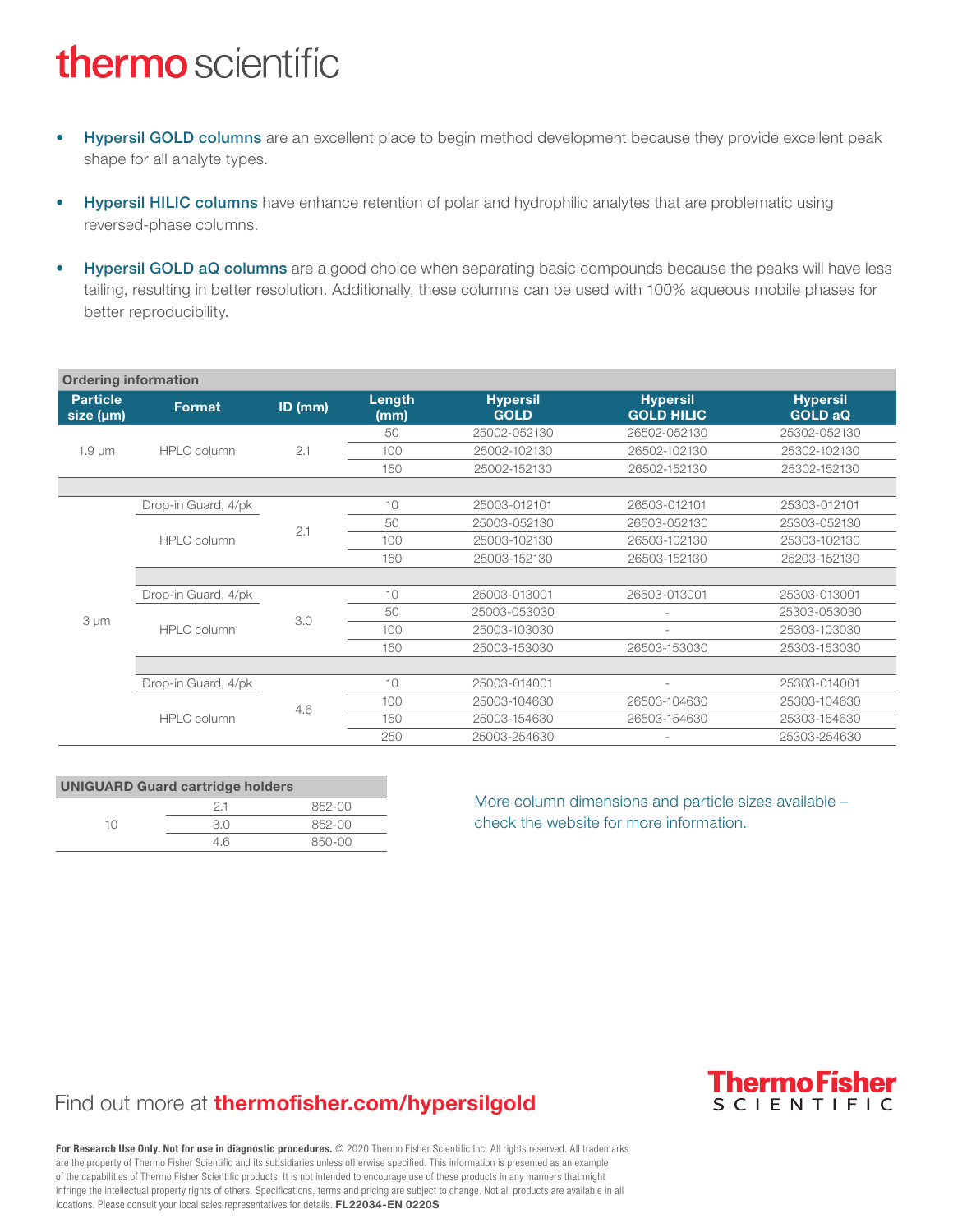- **Hypersil GOLD columns** are an excellent place to begin method development because they provide excellent peak shape for all analyte types.
- **Hypersil HILIC columns** have enhance retention of polar and hydrophilic analytes that are problematic using reversed-phase columns.
- **Hypersil GOLD aQ columns** are a good choice when separating basic compounds because the peaks will have less tailing, resulting in better resolution. Additionally, these columns can be used with 100% aqueous mobile phases for better reproducibility.

**Ordering information**

| Particle size (µm) | Format | ID (mm) | Length (mm) | Hypersil GOLD | Hypersil GOLD HILIC | Hypersil GOLD aQ |
|---|---|---|---|---|---|---|
| 1.9 µm | HPLC column | 2.1 | 50 | 25002-052130 | 26502-052130 | 25302-052130 |
| | | | 100 | 25002-102130 | 26502-102130 | 25302-102130 |
| | | | 150 | 25002-152130 | 26502-152130 | 25302-152130 |
| 3 µm | Drop-in Guard, 4/pk | 2.1 | 10 | 25003-012101 | 26503-012101 | 25303-012101 |
| | HPLC column | | 50 | 25003-052130 | 26503-052130 | 25303-052130 |
| | | | 100 | 25003-102130 | 26503-102130 | 25303-102130 |
| | | | 150 | 25003-152130 | 26503-152130 | 25203-152130 |
| | Drop-in Guard, 4/pk | 3.0 | 10 | 25003-013001 | 26503-013001 | 25303-013001 |
| | HPLC column | | 50 | 25003-053030 | - | 25303-053030 |
| | | | 100 | 25003-103030 | - | 25303-103030 |
| | | | 150 | 25003-153030 | 26503-153030 | 25303-153030 |
| | Drop-in Guard, 4/pk | 4.6 | 10 | 25003-014001 | - | 25303-014001 |
| | HPLC column | | 100 | 25003-104630 | 26503-104630 | 25303-104630 |
| | | | 150 | 25003-154630 | 26503-154630 | 25303-154630 |
| | | | 250 | 25003-254630 | - | 25303-254630 |

**UNIGUARD Guard cartridge holders**

| | | |
|---|---|---|
| 10 | 2.1 | 852-00 |
| | 3.0 | 852-00 |
| | 4.6 | 850-00 |

More column dimensions and particle sizes available – check the website for more information.

Find out more at **thermofisher.com/hypersilgold**

**For Research Use Only. Not for use in diagnostic procedures.** © 2020 Thermo Fisher Scientific Inc. All rights reserved. All trademarks are the property of Thermo Fisher Scientific and its subsidiaries unless otherwise specified. This information is presented as an example of the capabilities of Thermo Fisher Scientific products. It is not intended to encourage use of these products in any manners that might infringe the intellectual property rights of others. Specifications, terms and pricing are subject to change. Not all products are available in all locations. Please consult your local sales representatives for details. **FL22034-EN 0220S**